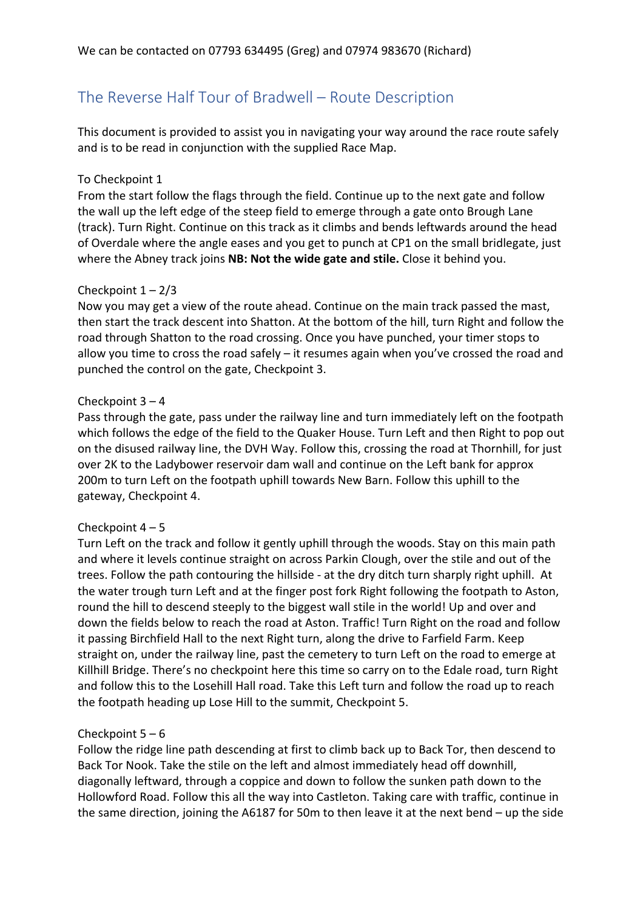We can be contacted on 07793 634495 (Greg) and 07974 983670 (Richard)

# The Reverse Half Tour of Bradwell – Route Description

This document is provided to assist you in navigating your way around the race route safely and is to be read in conjunction with the supplied Race Map.

To Checkpoint 1

From the start follow the flags through the field. Continue up to the next gate and follow the wall up the left edge of the steep field to emerge through a gate onto Brough Lane (track). Turn Right. Continue on this track as it climbs and bends leftwards around the head of Overdale where the angle eases and you get to punch at CP1 on the small bridlegate, just where the Abney track joins **NB: Not the wide gate and stile.** Close it behind you.

Checkpoint 1 – 2/3

Now you may get a view of the route ahead. Continue on the main track passed the mast, then start the track descent into Shatton. At the bottom of the hill, turn Right and follow the road through Shatton to the road crossing. Once you have punched, your timer stops to allow you time to cross the road safely – it resumes again when you've crossed the road and punched the control on the gate, Checkpoint 3.

Checkpoint 3 – 4

Pass through the gate, pass under the railway line and turn immediately left on the footpath which follows the edge of the field to the Quaker House. Turn Left and then Right to pop out on the disused railway line, the DVH Way. Follow this, crossing the road at Thornhill, for just over 2K to the Ladybower reservoir dam wall and continue on the Left bank for approx 200m to turn Left on the footpath uphill towards New Barn. Follow this uphill to the gateway, Checkpoint 4.

Checkpoint 4 – 5

Turn Left on the track and follow it gently uphill through the woods. Stay on this main path and where it levels continue straight on across Parkin Clough, over the stile and out of the trees. Follow the path contouring the hillside - at the dry ditch turn sharply right uphill. At the water trough turn Left and at the finger post fork Right following the footpath to Aston, round the hill to descend steeply to the biggest wall stile in the world! Up and over and down the fields below to reach the road at Aston. Traffic! Turn Right on the road and follow it passing Birchfield Hall to the next Right turn, along the drive to Farfield Farm. Keep straight on, under the railway line, past the cemetery to turn Left on the road to emerge at Killhill Bridge. There's no checkpoint here this time so carry on to the Edale road, turn Right and follow this to the Losehill Hall road. Take this Left turn and follow the road up to reach the footpath heading up Lose Hill to the summit, Checkpoint 5.

Checkpoint 5 – 6

Follow the ridge line path descending at first to climb back up to Back Tor, then descend to Back Tor Nook. Take the stile on the left and almost immediately head off downhill, diagonally leftward, through a coppice and down to follow the sunken path down to the Hollowford Road. Follow this all the way into Castleton. Taking care with traffic, continue in the same direction, joining the A6187 for 50m to then leave it at the next bend – up the side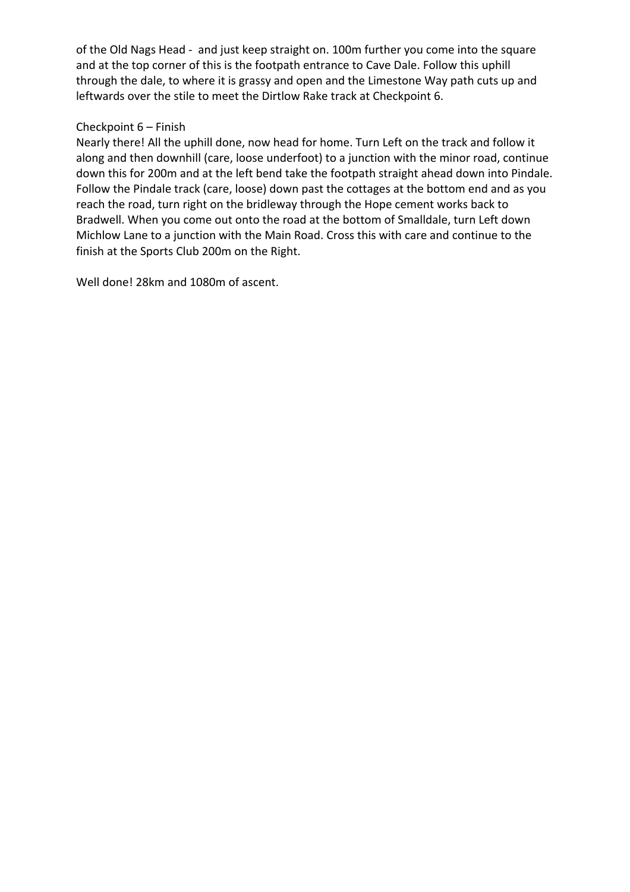of the Old Nags Head -  and just keep straight on. 100m further you come into the square and at the top corner of this is the footpath entrance to Cave Dale. Follow this uphill through the dale, to where it is grassy and open and the Limestone Way path cuts up and leftwards over the stile to meet the Dirtlow Rake track at Checkpoint 6.

Checkpoint 6 – Finish

Nearly there! All the uphill done, now head for home. Turn Left on the track and follow it along and then downhill (care, loose underfoot) to a junction with the minor road, continue down this for 200m and at the left bend take the footpath straight ahead down into Pindale. Follow the Pindale track (care, loose) down past the cottages at the bottom end and as you reach the road, turn right on the bridleway through the Hope cement works back to Bradwell. When you come out onto the road at the bottom of Smalldale, turn Left down Michlow Lane to a junction with the Main Road. Cross this with care and continue to the finish at the Sports Club 200m on the Right.

Well done! 28km and 1080m of ascent.